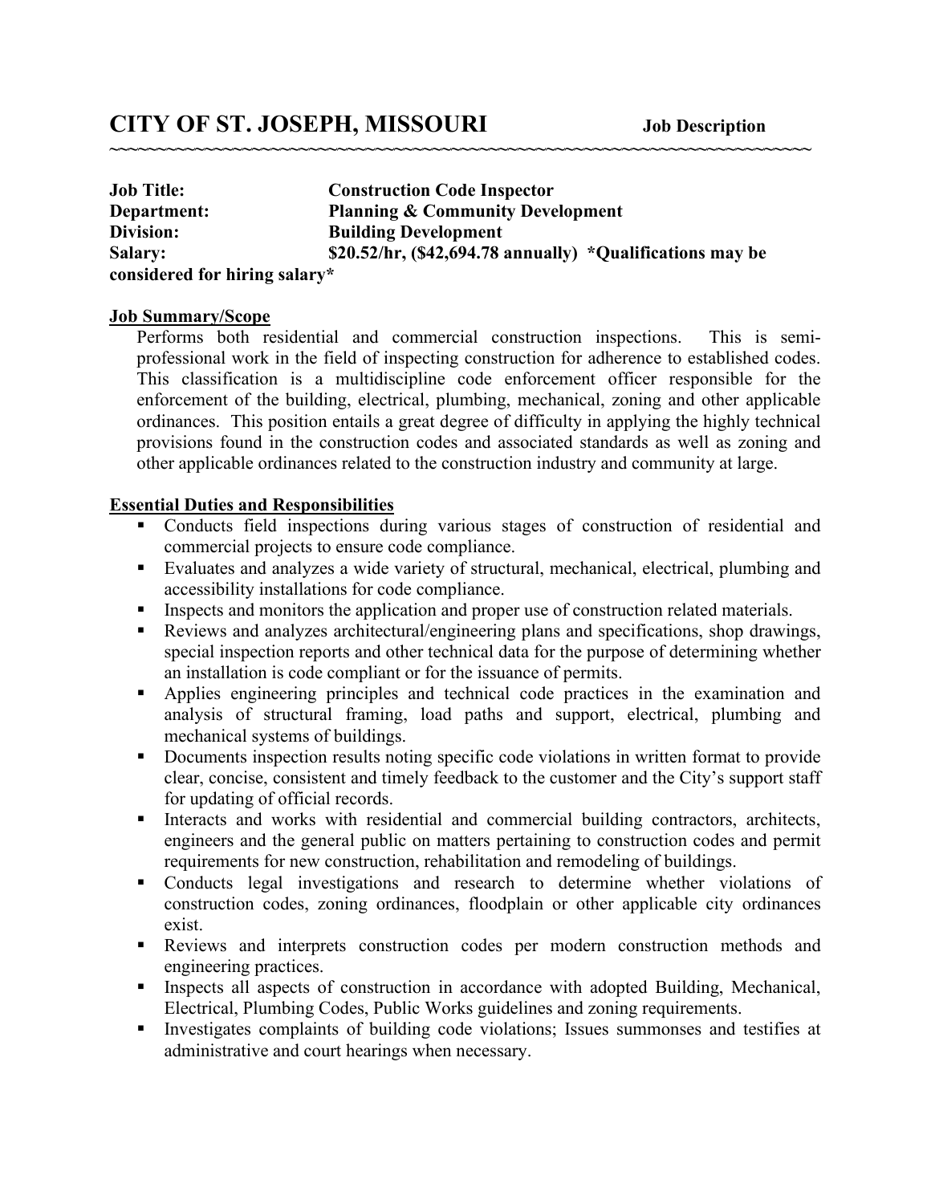# CITY OF ST. JOSEPH, MISSOURI  **Job Description**

~~~~~~~~~~~~~~~~~~~~~~~~~~~~~~~~~~~~~~~~~~~~~~~~~~~~~~~~~~~~~~~~~~~~~~~~~~~~~~~~

**Job Title:** **Construction Code Inspector**
**Department:** **Planning & Community Development**
**Division:** **Building Development**
**Salary:** **$20.52/hr, ($42,694.78 annually) *Qualifications may be considered for hiring salary***

## Job Summary/Scope

Performs both residential and commercial construction inspections. This is semi-professional work in the field of inspecting construction for adherence to established codes. This classification is a multidiscipline code enforcement officer responsible for the enforcement of the building, electrical, plumbing, mechanical, zoning and other applicable ordinances. This position entails a great degree of difficulty in applying the highly technical provisions found in the construction codes and associated standards as well as zoning and other applicable ordinances related to the construction industry and community at large.

## Essential Duties and Responsibilities

- Conducts field inspections during various stages of construction of residential and commercial projects to ensure code compliance.
- Evaluates and analyzes a wide variety of structural, mechanical, electrical, plumbing and accessibility installations for code compliance.
- Inspects and monitors the application and proper use of construction related materials.
- Reviews and analyzes architectural/engineering plans and specifications, shop drawings, special inspection reports and other technical data for the purpose of determining whether an installation is code compliant or for the issuance of permits.
- Applies engineering principles and technical code practices in the examination and analysis of structural framing, load paths and support, electrical, plumbing and mechanical systems of buildings.
- Documents inspection results noting specific code violations in written format to provide clear, concise, consistent and timely feedback to the customer and the City's support staff for updating of official records.
- Interacts and works with residential and commercial building contractors, architects, engineers and the general public on matters pertaining to construction codes and permit requirements for new construction, rehabilitation and remodeling of buildings.
- Conducts legal investigations and research to determine whether violations of construction codes, zoning ordinances, floodplain or other applicable city ordinances exist.
- Reviews and interprets construction codes per modern construction methods and engineering practices.
- Inspects all aspects of construction in accordance with adopted Building, Mechanical, Electrical, Plumbing Codes, Public Works guidelines and zoning requirements.
- Investigates complaints of building code violations; Issues summonses and testifies at administrative and court hearings when necessary.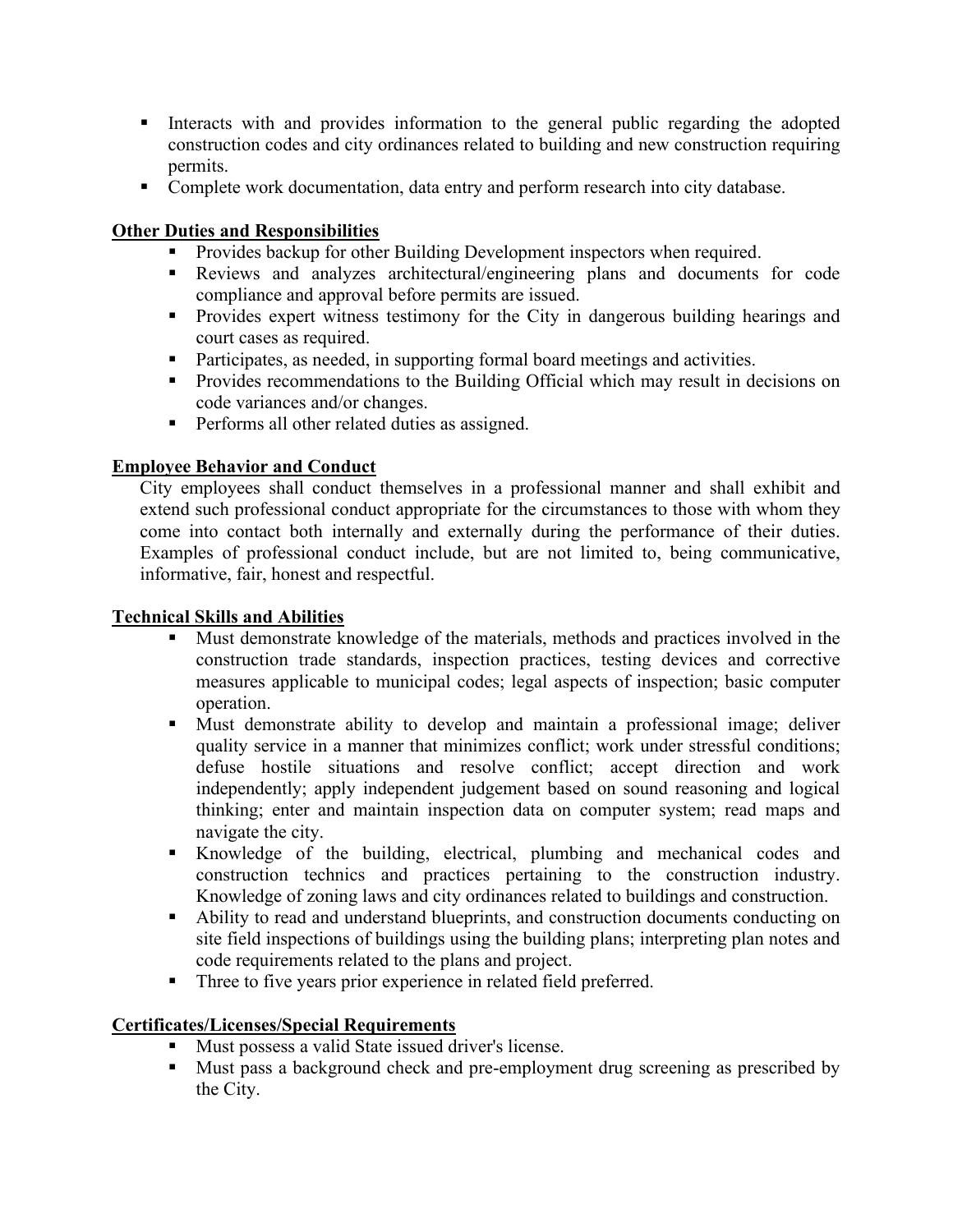- Interacts with and provides information to the general public regarding the adopted construction codes and city ordinances related to building and new construction requiring permits.
- Complete work documentation, data entry and perform research into city database.

**Other Duties and Responsibilities**

- Provides backup for other Building Development inspectors when required.
- Reviews and analyzes architectural/engineering plans and documents for code compliance and approval before permits are issued.
- Provides expert witness testimony for the City in dangerous building hearings and court cases as required.
- Participates, as needed, in supporting formal board meetings and activities.
- Provides recommendations to the Building Official which may result in decisions on code variances and/or changes.
- Performs all other related duties as assigned.

**Employee Behavior and Conduct**

City employees shall conduct themselves in a professional manner and shall exhibit and extend such professional conduct appropriate for the circumstances to those with whom they come into contact both internally and externally during the performance of their duties. Examples of professional conduct include, but are not limited to, being communicative, informative, fair, honest and respectful.

**Technical Skills and Abilities**

- Must demonstrate knowledge of the materials, methods and practices involved in the construction trade standards, inspection practices, testing devices and corrective measures applicable to municipal codes; legal aspects of inspection; basic computer operation.
- Must demonstrate ability to develop and maintain a professional image; deliver quality service in a manner that minimizes conflict; work under stressful conditions; defuse hostile situations and resolve conflict; accept direction and work independently; apply independent judgement based on sound reasoning and logical thinking; enter and maintain inspection data on computer system; read maps and navigate the city.
- Knowledge of the building, electrical, plumbing and mechanical codes and construction technics and practices pertaining to the construction industry. Knowledge of zoning laws and city ordinances related to buildings and construction.
- Ability to read and understand blueprints, and construction documents conducting on site field inspections of buildings using the building plans; interpreting plan notes and code requirements related to the plans and project.
- Three to five years prior experience in related field preferred.

**Certificates/Licenses/Special Requirements**

- Must possess a valid State issued driver's license.
- Must pass a background check and pre-employment drug screening as prescribed by the City.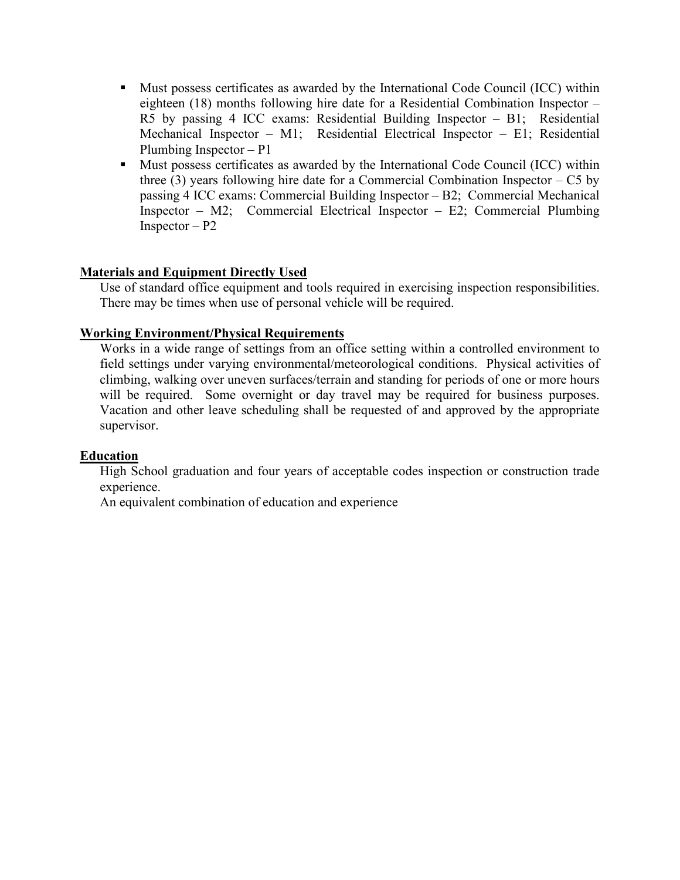- Must possess certificates as awarded by the International Code Council (ICC) within eighteen (18) months following hire date for a Residential Combination Inspector – R5 by passing 4 ICC exams: Residential Building Inspector – B1; Residential Mechanical Inspector – M1; Residential Electrical Inspector – E1; Residential Plumbing Inspector – P1
- Must possess certificates as awarded by the International Code Council (ICC) within three (3) years following hire date for a Commercial Combination Inspector – C5 by passing 4 ICC exams: Commercial Building Inspector – B2; Commercial Mechanical Inspector – M2; Commercial Electrical Inspector – E2; Commercial Plumbing Inspector – P2

## Materials and Equipment Directly Used

Use of standard office equipment and tools required in exercising inspection responsibilities. There may be times when use of personal vehicle will be required.

## Working Environment/Physical Requirements

Works in a wide range of settings from an office setting within a controlled environment to field settings under varying environmental/meteorological conditions. Physical activities of climbing, walking over uneven surfaces/terrain and standing for periods of one or more hours will be required. Some overnight or day travel may be required for business purposes. Vacation and other leave scheduling shall be requested of and approved by the appropriate supervisor.

## Education

High School graduation and four years of acceptable codes inspection or construction trade experience.

An equivalent combination of education and experience